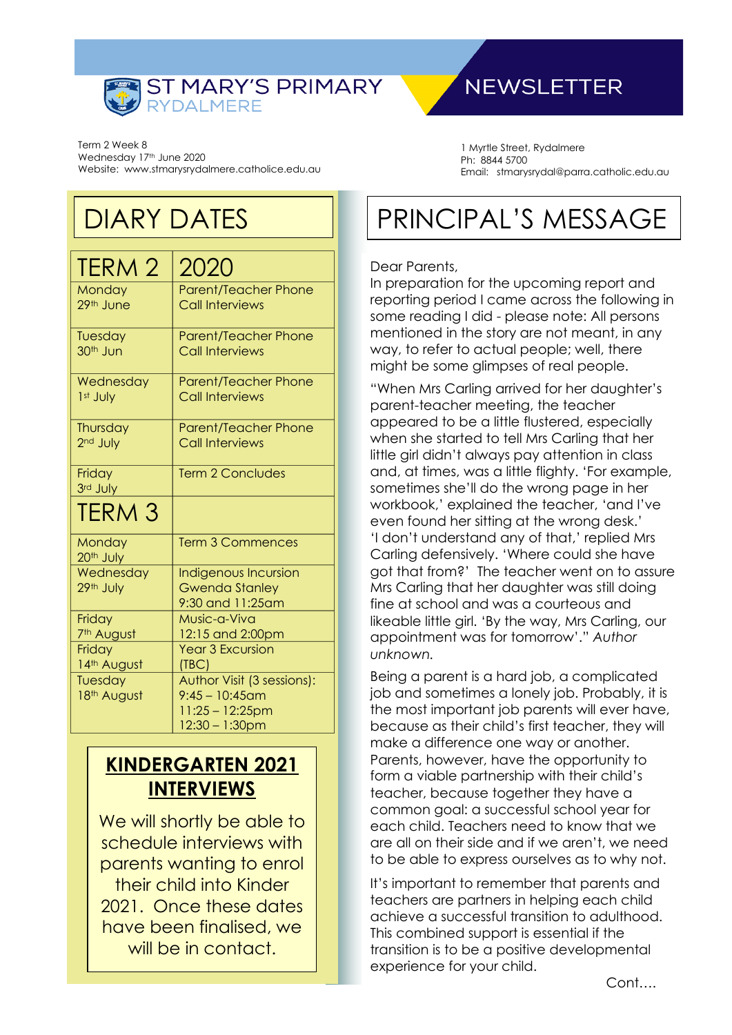# ST MARY'S PRIMARY RYDALMERE

# NEWSLETTER

Term 2 Week 8
Wednesday 17th June 2020
Website: www.stmarysrydalmere.catholice.edu.au

1 Myrtle Street, Rydalmere
Ph: 8844 5700
Email: stmarysrydal@parra.catholic.edu.au

## DIARY DATES

| TERM 2 | 2020 |
|---|---|
| Monday 29th June | Parent/Teacher Phone Call Interviews |
| Tuesday 30th Jun | Parent/Teacher Phone Call Interviews |
| Wednesday 1st July | Parent/Teacher Phone Call Interviews |
| Thursday 2nd July | Parent/Teacher Phone Call Interviews |
| Friday 3rd July | Term 2 Concludes |
| **TERM 3** | |
| Monday 20th July | Term 3 Commences |
| Wednesday 29th July | Indigenous Incursion Gwenda Stanley 9:30 and 11:25am |
| Friday 7th August | Music-a-Viva 12:15 and 2:00pm |
| Friday 14th August | Year 3 Excursion (TBC) |
| Tuesday 18th August | Author Visit (3 sessions): 9:45 – 10:45am 11:25 – 12:25pm 12:30 – 1:30pm |

### KINDERGARTEN 2021 INTERVIEWS

We will shortly be able to schedule interviews with parents wanting to enrol their child into Kinder 2021. Once these dates have been finalised, we will be in contact.

## PRINCIPAL'S MESSAGE

Dear Parents,
In preparation for the upcoming report and reporting period I came across the following in some reading I did - please note: All persons mentioned in the story are not meant, in any way, to refer to actual people; well, there might be some glimpses of real people.

"When Mrs Carling arrived for her daughter's parent-teacher meeting, the teacher appeared to be a little flustered, especially when she started to tell Mrs Carling that her little girl didn't always pay attention in class and, at times, was a little flighty. 'For example, sometimes she'll do the wrong page in her workbook,' explained the teacher, 'and I've even found her sitting at the wrong desk.' 'I don't understand any of that,' replied Mrs Carling defensively. 'Where could she have got that from?' The teacher went on to assure Mrs Carling that her daughter was still doing fine at school and was a courteous and likeable little girl. 'By the way, Mrs Carling, our appointment was for tomorrow'." *Author unknown.*

Being a parent is a hard job, a complicated job and sometimes a lonely job. Probably, it is the most important job parents will ever have, because as their child's first teacher, they will make a difference one way or another. Parents, however, have the opportunity to form a viable partnership with their child's teacher, because together they have a common goal: a successful school year for each child. Teachers need to know that we are all on their side and if we aren't, we need to be able to express ourselves as to why not.

It's important to remember that parents and teachers are partners in helping each child achieve a successful transition to adulthood. This combined support is essential if the transition is to be a positive developmental experience for your child.

Cont….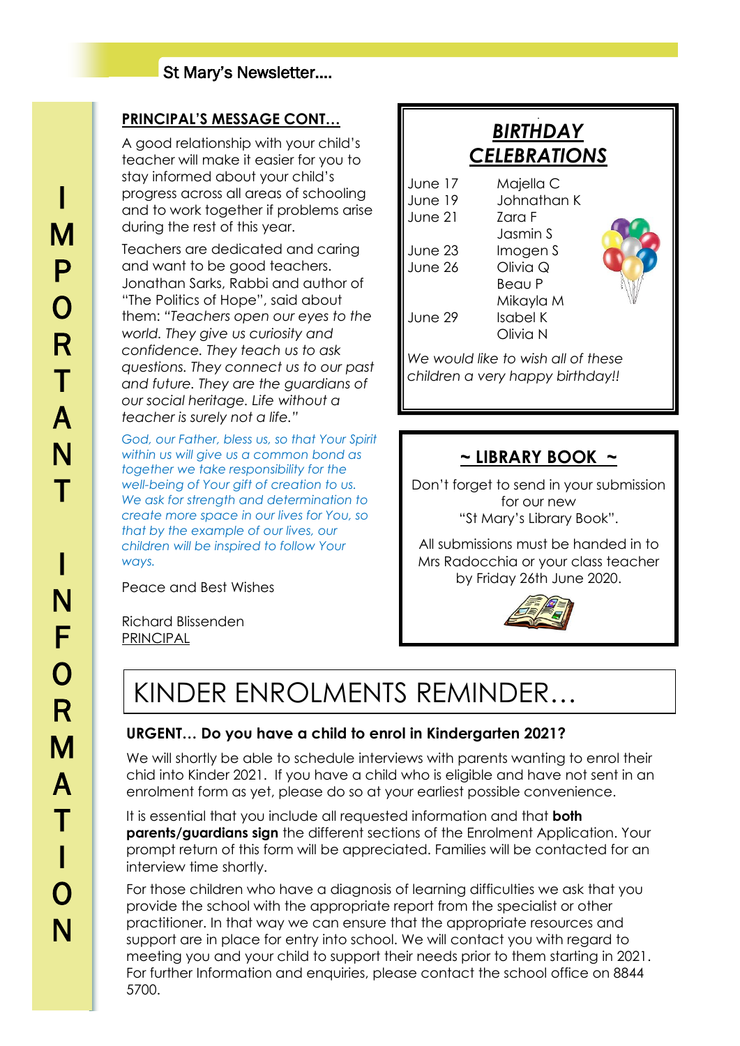## PRINCIPAL'S MESSAGE CONT…

A good relationship with your child's teacher will make it easier for you to stay informed about your child's progress across all areas of schooling and to work together if problems arise during the rest of this year.

Teachers are dedicated and caring and want to be good teachers. Jonathan Sarks, Rabbi and author of "The Politics of Hope", said about them: *"Teachers open our eyes to the world. They give us curiosity and confidence. They teach us to ask questions. They connect us to our past and future. They are the guardians of our social heritage. Life without a teacher is surely not a life."*

*God, our Father, bless us, so that Your Spirit within us will give us a common bond as together we take responsibility for the well-being of Your gift of creation to us. We ask for strength and determination to create more space in our lives for You, so that by the example of our lives, our children will be inspired to follow Your ways.*

Peace and Best Wishes

Richard Blissenden
PRINCIPAL

## *BIRTHDAY CELEBRATIONS*

| | |
|---|---|
| June 17 | Majella C |
| June 19 | Johnathan K |
| June 21 | Zara F |
| | Jasmin S |
| June 23 | Imogen S |
| June 26 | Olivia Q |
| | Beau P |
| | Mikayla M |
| June 29 | Isabel K |
| | Olivia N |

*We would like to wish all of these children a very happy birthday!!*

## ~ LIBRARY BOOK ~

Don't forget to send in your submission for our new "St Mary's Library Book".

All submissions must be handed in to Mrs Radocchia or your class teacher by Friday 26th June 2020.

# KINDER ENROLMENTS REMINDER…

**URGENT… Do you have a child to enrol in Kindergarten 2021?**

We will shortly be able to schedule interviews with parents wanting to enrol their chid into Kinder 2021. If you have a child who is eligible and have not sent in an enrolment form as yet, please do so at your earliest possible convenience.

It is essential that you include all requested information and that **both parents/guardians sign** the different sections of the Enrolment Application. Your prompt return of this form will be appreciated. Families will be contacted for an interview time shortly.

For those children who have a diagnosis of learning difficulties we ask that you provide the school with the appropriate report from the specialist or other practitioner. In that way we can ensure that the appropriate resources and support are in place for entry into school. We will contact you with regard to meeting you and your child to support their needs prior to them starting in 2021. For further Information and enquiries, please contact the school office on 8844 5700.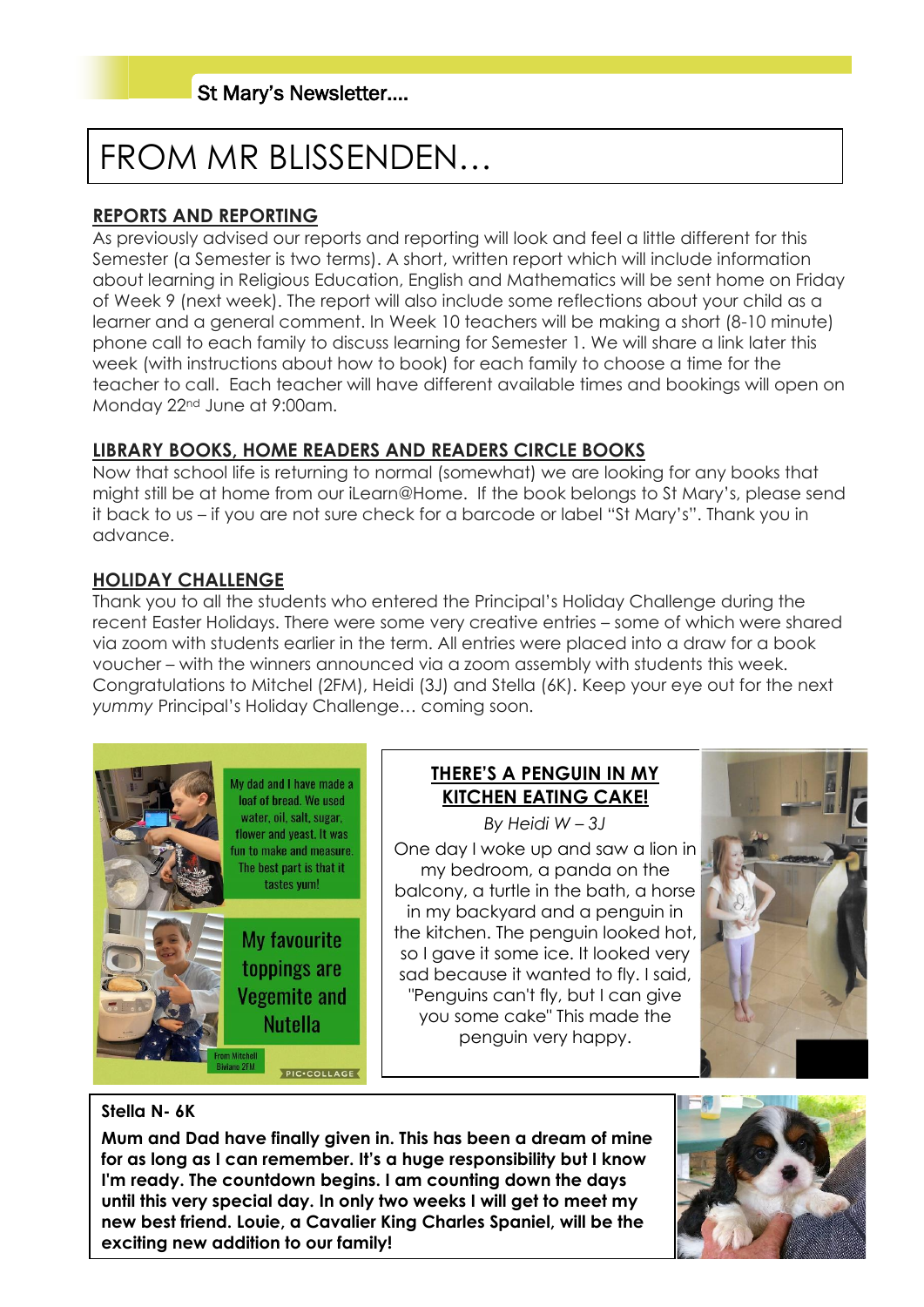St Mary's Newsletter....

# FROM MR BLISSENDEN…

## REPORTS AND REPORTING

As previously advised our reports and reporting will look and feel a little different for this Semester (a Semester is two terms). A short, written report which will include information about learning in Religious Education, English and Mathematics will be sent home on Friday of Week 9 (next week). The report will also include some reflections about your child as a learner and a general comment. In Week 10 teachers will be making a short (8-10 minute) phone call to each family to discuss learning for Semester 1. We will share a link later this week (with instructions about how to book) for each family to choose a time for the teacher to call. Each teacher will have different available times and bookings will open on Monday 22nd June at 9:00am.

## LIBRARY BOOKS, HOME READERS AND READERS CIRCLE BOOKS

Now that school life is returning to normal (somewhat) we are looking for any books that might still be at home from our iLearn@Home. If the book belongs to St Mary's, please send it back to us – if you are not sure check for a barcode or label "St Mary's". Thank you in advance.

## HOLIDAY CHALLENGE

Thank you to all the students who entered the Principal's Holiday Challenge during the recent Easter Holidays. There were some very creative entries – some of which were shared via zoom with students earlier in the term. All entries were placed into a draw for a book voucher – with the winners announced via a zoom assembly with students this week. Congratulations to Mitchel (2FM), Heidi (3J) and Stella (6K). Keep your eye out for the next *yummy* Principal's Holiday Challenge… coming soon.

My dad and I have made a loaf of bread. We used water, oil, salt, sugar, flower and yeast. It was fun to make and measure. The best part is that it tastes yum!

My favourite toppings are Vegemite and Nutella

From Mitchell Biviano 2FM

## THERE'S A PENGUIN IN MY KITCHEN EATING CAKE!

*By Heidi W – 3J*

One day I woke up and saw a lion in my bedroom, a panda on the balcony, a turtle in the bath, a horse in my backyard and a penguin in the kitchen. The penguin looked hot, so I gave it some ice. It looked very sad because it wanted to fly. I said, "Penguins can't fly, but I can give you some cake" This made the penguin very happy.

**Stella N- 6K**

**Mum and Dad have finally given in. This has been a dream of mine for as long as I can remember. It's a huge responsibility but I know I'm ready. The countdown begins. I am counting down the days until this very special day. In only two weeks I will get to meet my new best friend. Louie, a Cavalier King Charles Spaniel, will be the exciting new addition to our family!**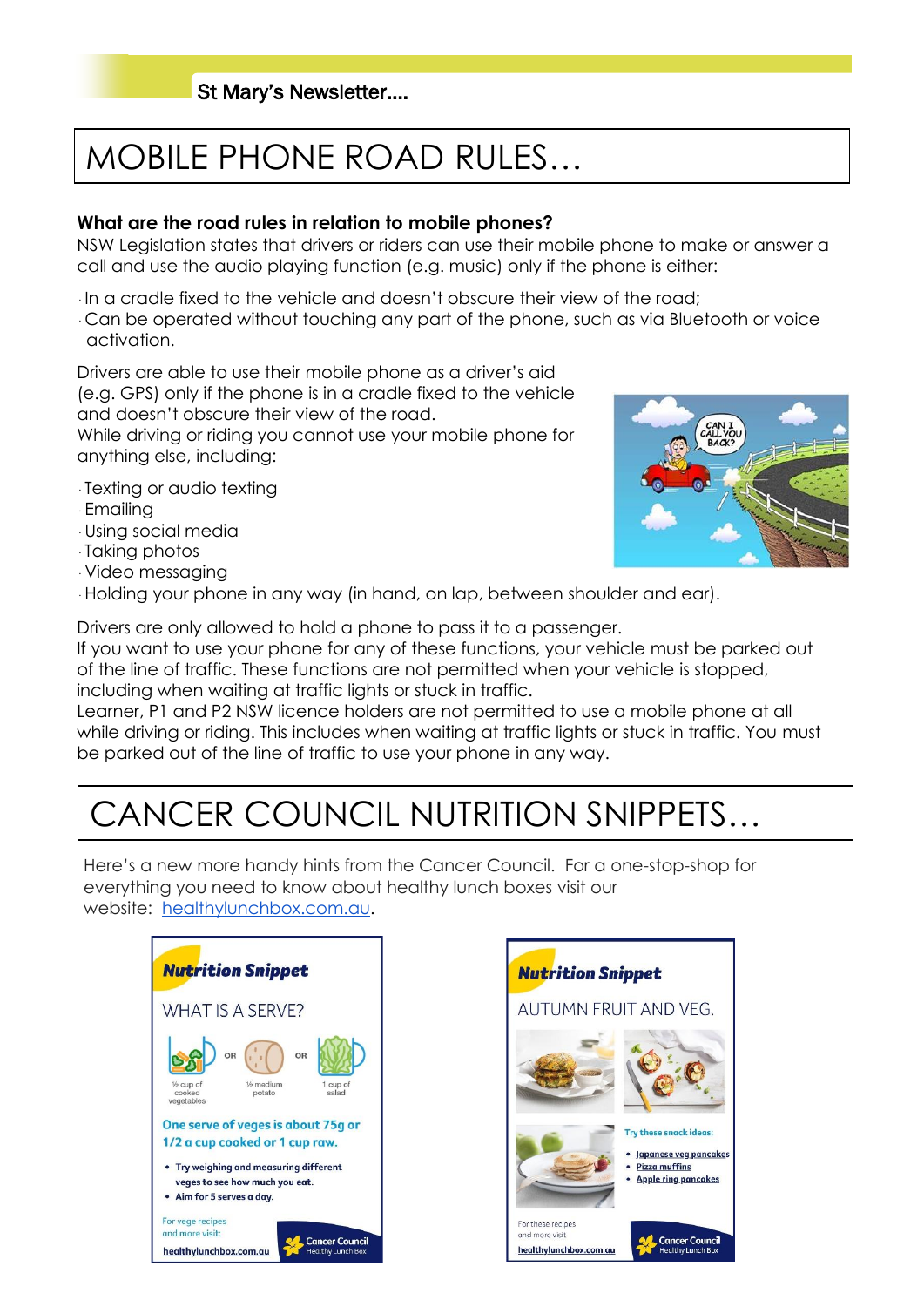# MOBILE PHONE ROAD RULES…

**What are the road rules in relation to mobile phones?**

NSW Legislation states that drivers or riders can use their mobile phone to make or answer a call and use the audio playing function (e.g. music) only if the phone is either:

- In a cradle fixed to the vehicle and doesn't obscure their view of the road;
- Can be operated without touching any part of the phone, such as via Bluetooth or voice activation.

Drivers are able to use their mobile phone as a driver's aid (e.g. GPS) only if the phone is in a cradle fixed to the vehicle and doesn't obscure their view of the road.

While driving or riding you cannot use your mobile phone for anything else, including:

- Texting or audio texting
- Emailing
- Using social media
- Taking photos
- Video messaging
- Holding your phone in any way (in hand, on lap, between shoulder and ear).

Drivers are only allowed to hold a phone to pass it to a passenger.

If you want to use your phone for any of these functions, your vehicle must be parked out of the line of traffic. These functions are not permitted when your vehicle is stopped, including when waiting at traffic lights or stuck in traffic.

Learner, P1 and P2 NSW licence holders are not permitted to use a mobile phone at all while driving or riding. This includes when waiting at traffic lights or stuck in traffic. You must be parked out of the line of traffic to use your phone in any way.

# CANCER COUNCIL NUTRITION SNIPPETS…

Here's a new more handy hints from the Cancer Council. For a one-stop-shop for everything you need to know about healthy lunch boxes visit our website: healthylunchbox.com.au.

**Nutrition Snippet**

WHAT IS A SERVE?

½ cup of cooked vegetables OR ½ medium potato OR 1 cup of salad

**One serve of veges is about 75g or 1/2 a cup cooked or 1 cup raw.**

- Try weighing and measuring different veges to see how much you eat.
- Aim for 5 serves a day.

For vege recipes and more visit: healthylunchbox.com.au

Cancer Council Healthy Lunch Box

**Nutrition Snippet**

AUTUMN FRUIT AND VEG.

Try these snack ideas:

- Japanese veg pancakes
- Pizza muffins
- Apple ring pancakes

For these recipes and more visit healthylunchbox.com.au

Cancer Council Healthy Lunch Box